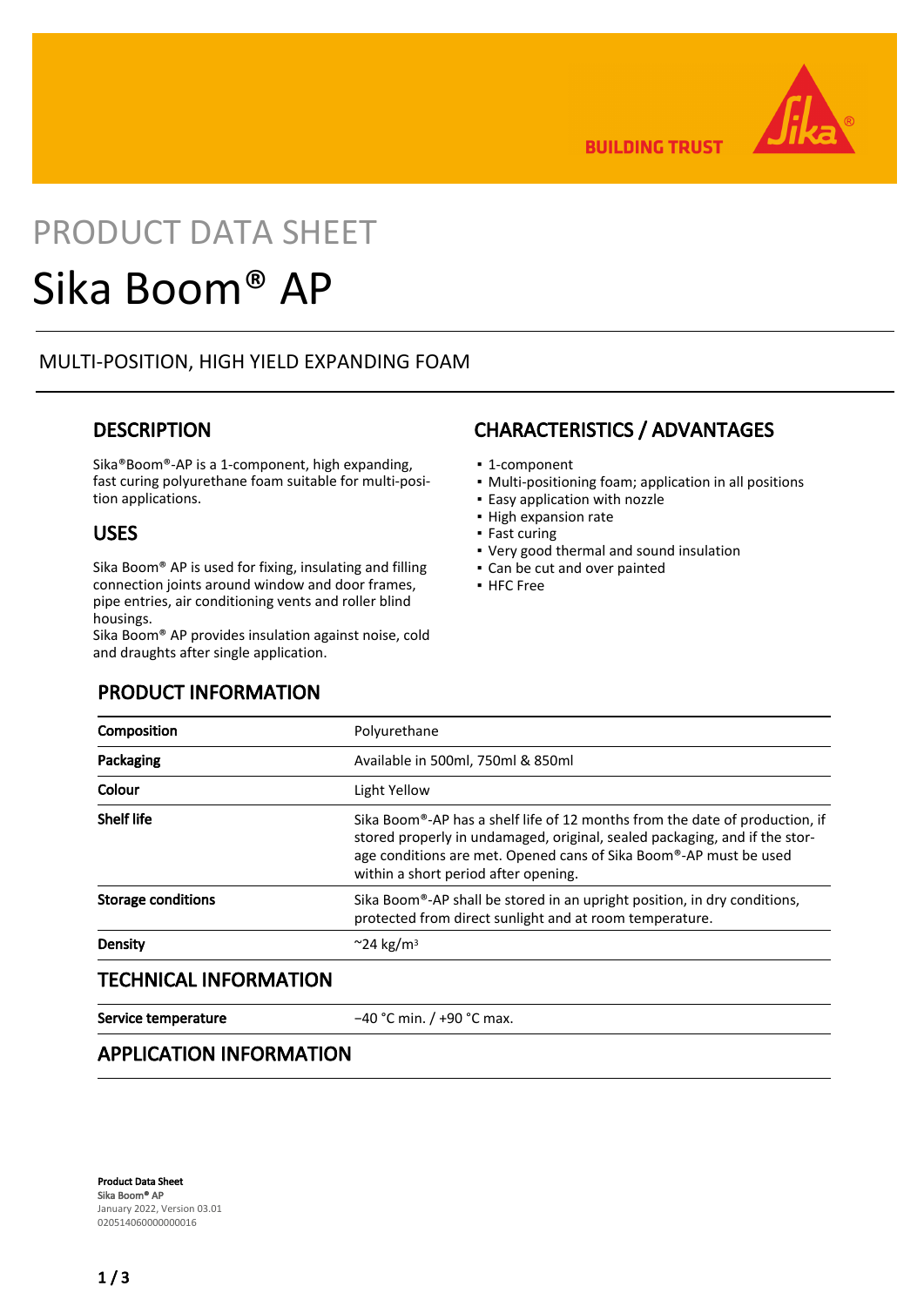BUILDING TRUST

# PRODUCT DATA SHEET

# Sika Boom® AP

MULTI-POSITION, HIGH YIELD EXPANDING FOAM

## DESCRIPTION

Sika®Boom®-AP is a 1-component, high expanding, fast curing polyurethane foam suitable for multi-position applications.

## USES

Sika Boom® AP is used for fixing, insulating and filling connection joints around window and door frames, pipe entries, air conditioning vents and roller blind housings.
Sika Boom® AP provides insulation against noise, cold and draughts after single application.

## CHARACTERISTICS / ADVANTAGES

- 1-component
- Multi-positioning foam; application in all positions
- Easy application with nozzle
- High expansion rate
- Fast curing
- Very good thermal and sound insulation
- Can be cut and over painted
- HFC Free

## PRODUCT INFORMATION

| | |
|---|---|
| **Composition** | Polyurethane |
| **Packaging** | Available in 500ml, 750ml & 850ml |
| **Colour** | Light Yellow |
| **Shelf life** | Sika Boom®-AP has a shelf life of 12 months from the date of production, if stored properly in undamaged, original, sealed packaging, and if the storage conditions are met. Opened cans of Sika Boom®-AP must be used within a short period after opening. |
| **Storage conditions** | Sika Boom®-AP shall be stored in an upright position, in dry conditions, protected from direct sunlight and at room temperature. |
| **Density** | ~24 kg/m³ |

## TECHNICAL INFORMATION

| | |
|---|---|
| **Service temperature** | −40 °C min. / +90 °C max. |

## APPLICATION INFORMATION

**Product Data Sheet**
Sika Boom® AP
January 2022, Version 03.01
020514060000000016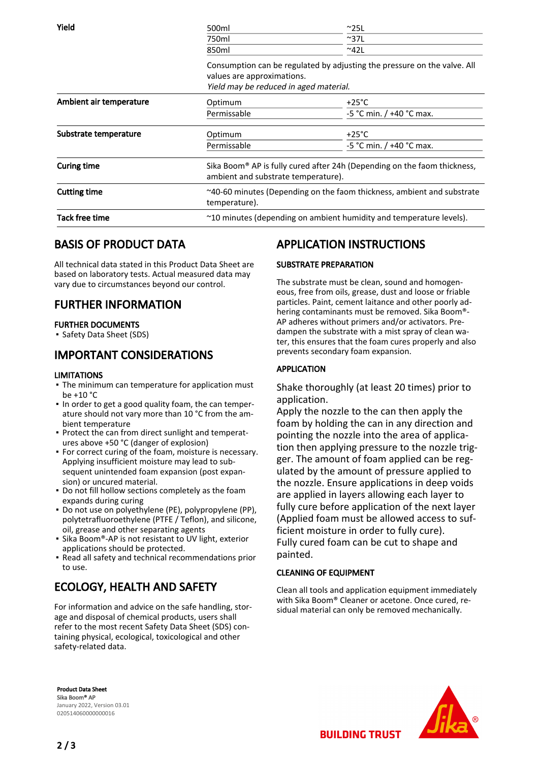| | | |
|---|---|---|
| **Yield** | 500ml | ~25L |
| | 750ml | ~37L |
| | 850ml | ~42L |
| | Consumption can be regulated by adjusting the pressure on the valve. All values are approximations. *Yield may be reduced in aged material.* | |
| **Ambient air temperature** | Optimum | +25°C |
| | Permissable | -5 °C min. / +40 °C max. |
| **Substrate temperature** | Optimum | +25°C |
| | Permissable | -5 °C min. / +40 °C max. |
| **Curing time** | Sika Boom® AP is fully cured after 24h (Depending on the faom thickness, ambient and substrate temperature). | |
| **Cutting time** | ~40-60 minutes (Depending on the faom thickness, ambient and substrate temperature). | |
| **Tack free time** | ~10 minutes (depending on ambient humidity and temperature levels). | |

## BASIS OF PRODUCT DATA

All technical data stated in this Product Data Sheet are based on laboratory tests. Actual measured data may vary due to circumstances beyond our control.

## FURTHER INFORMATION

### FURTHER DOCUMENTS

- Safety Data Sheet (SDS)

## IMPORTANT CONSIDERATIONS

### LIMITATIONS

- The minimum can temperature for application must be +10 °C
- In order to get a good quality foam, the can temperature should not vary more than 10 °C from the ambient temperature
- Protect the can from direct sunlight and temperatures above +50 °C (danger of explosion)
- For correct curing of the foam, moisture is necessary. Applying insufficient moisture may lead to subsequent unintended foam expansion (post expansion) or uncured material.
- Do not fill hollow sections completely as the foam expands during curing
- Do not use on polyethylene (PE), polypropylene (PP), polytetrafluoroethylene (PTFE / Teflon), and silicone, oil, grease and other separating agents
- Sika Boom®-AP is not resistant to UV light, exterior applications should be protected.
- Read all safety and technical recommendations prior to use.

## ECOLOGY, HEALTH AND SAFETY

For information and advice on the safe handling, storage and disposal of chemical products, users shall refer to the most recent Safety Data Sheet (SDS) containing physical, ecological, toxicological and other safety-related data.

## APPLICATION INSTRUCTIONS

### SUBSTRATE PREPARATION

The substrate must be clean, sound and homogeneous, free from oils, grease, dust and loose or friable particles. Paint, cement laitance and other poorly adhering contaminants must be removed. Sika Boom®-AP adheres without primers and/or activators. Predampen the substrate with a mist spray of clean water, this ensures that the foam cures properly and also prevents secondary foam expansion.

### APPLICATION

Shake thoroughly (at least 20 times) prior to application.
Apply the nozzle to the can then apply the foam by holding the can in any direction and pointing the nozzle into the area of application then applying pressure to the nozzle trigger. The amount of foam applied can be regulated by the amount of pressure applied to the nozzle. Ensure applications in deep voids are applied in layers allowing each layer to fully cure before application of the next layer (Applied foam must be allowed access to sufficient moisture in order to fully cure).
Fully cured foam can be cut to shape and painted.

### CLEANING OF EQUIPMENT

Clean all tools and application equipment immediately with Sika Boom® Cleaner or acetone. Once cured, residual material can only be removed mechanically.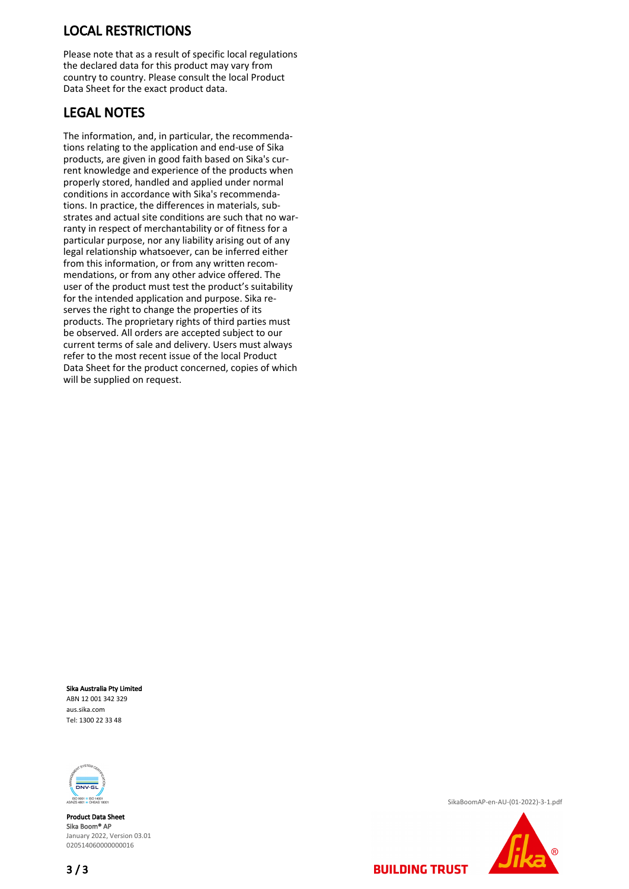## LOCAL RESTRICTIONS

Please note that as a result of specific local regulations the declared data for this product may vary from country to country. Please consult the local Product Data Sheet for the exact product data.

## LEGAL NOTES

The information, and, in particular, the recommendations relating to the application and end-use of Sika products, are given in good faith based on Sika's current knowledge and experience of the products when properly stored, handled and applied under normal conditions in accordance with Sika's recommendations. In practice, the differences in materials, substrates and actual site conditions are such that no warranty in respect of merchantability or of fitness for a particular purpose, nor any liability arising out of any legal relationship whatsoever, can be inferred either from this information, or from any written recommendations, or from any other advice offered. The user of the product must test the product's suitability for the intended application and purpose. Sika reserves the right to change the properties of its products. The proprietary rights of third parties must be observed. All orders are accepted subject to our current terms of sale and delivery. Users must always refer to the most recent issue of the local Product Data Sheet for the product concerned, copies of which will be supplied on request.

**Sika Australia Pty Limited**
ABN 12 001 342 329
aus.sika.com
Tel: 1300 22 33 48

**Product Data Sheet**
**Sika Boom® AP**
January 2022, Version 03.01
020514060000000016

SikaBoomAP-en-AU-(01-2022)-3-1.pdf

BUILDING TRUST